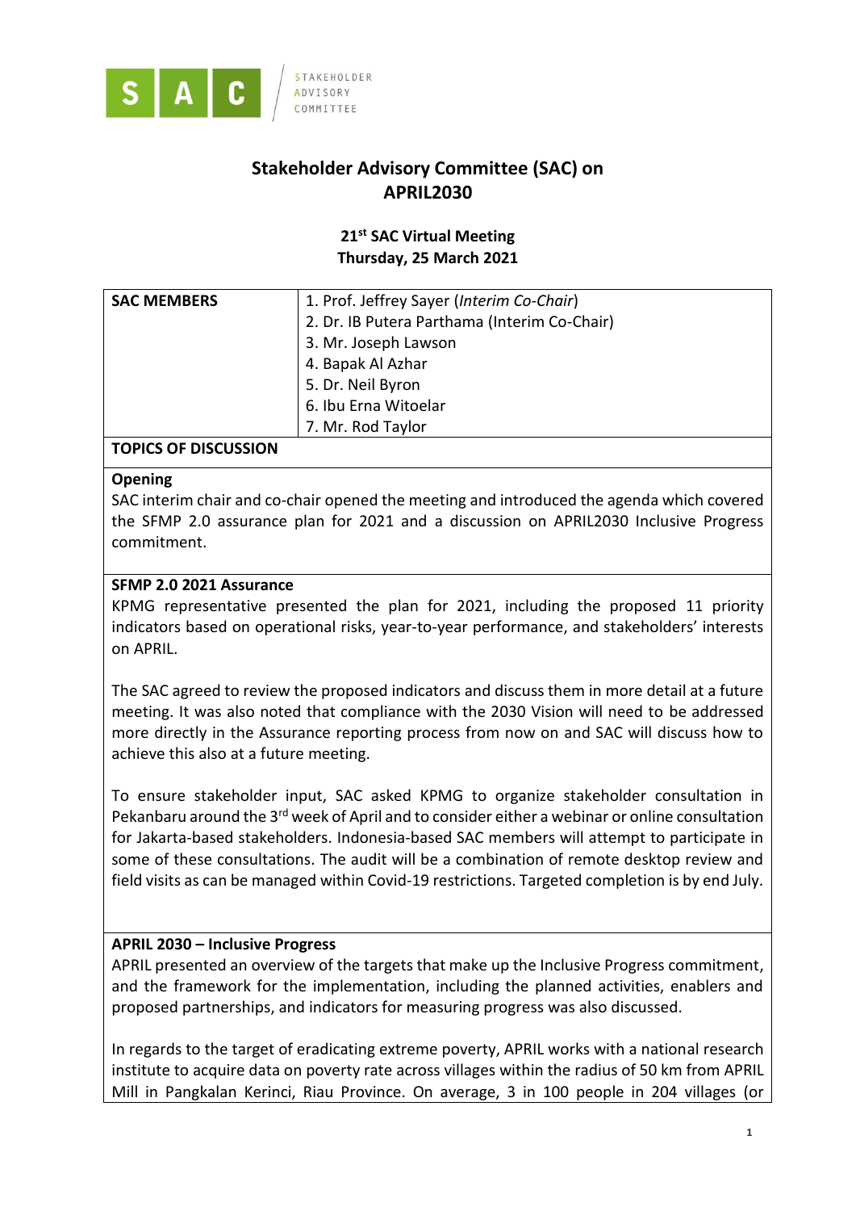SAC — STAKEHOLDER ADVISORY COMMITTEE

# Stakeholder Advisory Committee (SAC) on APRIL2030

## 21st SAC Virtual Meeting
**Thursday, 25 March 2021**

| **SAC MEMBERS** | 1. Prof. Jeffrey Sayer (*Interim Co-Chair*)<br>2. Dr. IB Putera Parthama (Interim Co-Chair)<br>3. Mr. Joseph Lawson<br>4. Bapak Al Azhar<br>5. Dr. Neil Byron<br>6. Ibu Erna Witoelar<br>7. Mr. Rod Taylor |
|---|---|

**TOPICS OF DISCUSSION**

**Opening**

SAC interim chair and co-chair opened the meeting and introduced the agenda which covered the SFMP 2.0 assurance plan for 2021 and a discussion on APRIL2030 Inclusive Progress commitment.

**SFMP 2.0 2021 Assurance**

KPMG representative presented the plan for 2021, including the proposed 11 priority indicators based on operational risks, year-to-year performance, and stakeholders' interests on APRIL.

The SAC agreed to review the proposed indicators and discuss them in more detail at a future meeting. It was also noted that compliance with the 2030 Vision will need to be addressed more directly in the Assurance reporting process from now on and SAC will discuss how to achieve this also at a future meeting.

To ensure stakeholder input, SAC asked KPMG to organize stakeholder consultation in Pekanbaru around the 3rd week of April and to consider either a webinar or online consultation for Jakarta-based stakeholders. Indonesia-based SAC members will attempt to participate in some of these consultations. The audit will be a combination of remote desktop review and field visits as can be managed within Covid-19 restrictions. Targeted completion is by end July.

**APRIL 2030 – Inclusive Progress**

APRIL presented an overview of the targets that make up the Inclusive Progress commitment, and the framework for the implementation, including the planned activities, enablers and proposed partnerships, and indicators for measuring progress was also discussed.

In regards to the target of eradicating extreme poverty, APRIL works with a national research institute to acquire data on poverty rate across villages within the radius of 50 km from APRIL Mill in Pangkalan Kerinci, Riau Province. On average, 3 in 100 people in 204 villages (or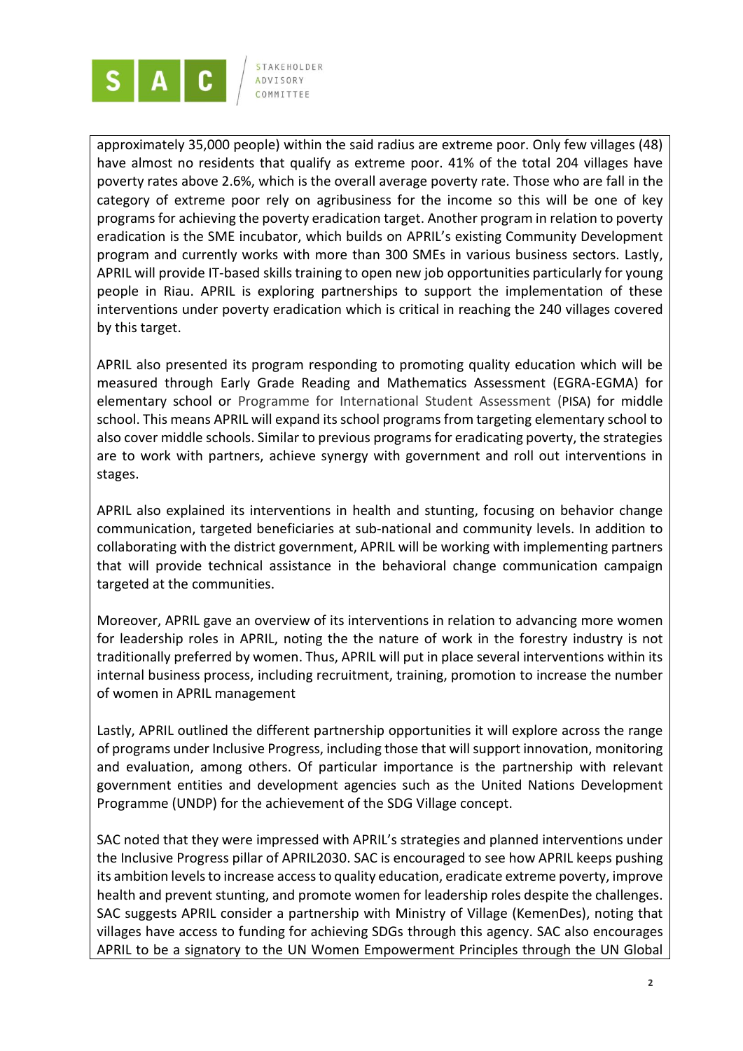approximately 35,000 people) within the said radius are extreme poor. Only few villages (48) have almost no residents that qualify as extreme poor. 41% of the total 204 villages have poverty rates above 2.6%, which is the overall average poverty rate. Those who are fall in the category of extreme poor rely on agribusiness for the income so this will be one of key programs for achieving the poverty eradication target. Another program in relation to poverty eradication is the SME incubator, which builds on APRIL's existing Community Development program and currently works with more than 300 SMEs in various business sectors. Lastly, APRIL will provide IT-based skills training to open new job opportunities particularly for young people in Riau. APRIL is exploring partnerships to support the implementation of these interventions under poverty eradication which is critical in reaching the 240 villages covered by this target.

APRIL also presented its program responding to promoting quality education which will be measured through Early Grade Reading and Mathematics Assessment (EGRA-EGMA) for elementary school or Programme for International Student Assessment (PISA) for middle school. This means APRIL will expand its school programs from targeting elementary school to also cover middle schools. Similar to previous programs for eradicating poverty, the strategies are to work with partners, achieve synergy with government and roll out interventions in stages.

APRIL also explained its interventions in health and stunting, focusing on behavior change communication, targeted beneficiaries at sub-national and community levels. In addition to collaborating with the district government, APRIL will be working with implementing partners that will provide technical assistance in the behavioral change communication campaign targeted at the communities.

Moreover, APRIL gave an overview of its interventions in relation to advancing more women for leadership roles in APRIL, noting the the nature of work in the forestry industry is not traditionally preferred by women. Thus, APRIL will put in place several interventions within its internal business process, including recruitment, training, promotion to increase the number of women in APRIL management

Lastly, APRIL outlined the different partnership opportunities it will explore across the range of programs under Inclusive Progress, including those that will support innovation, monitoring and evaluation, among others. Of particular importance is the partnership with relevant government entities and development agencies such as the United Nations Development Programme (UNDP) for the achievement of the SDG Village concept.

SAC noted that they were impressed with APRIL's strategies and planned interventions under the Inclusive Progress pillar of APRIL2030. SAC is encouraged to see how APRIL keeps pushing its ambition levels to increase access to quality education, eradicate extreme poverty, improve health and prevent stunting, and promote women for leadership roles despite the challenges. SAC suggests APRIL consider a partnership with Ministry of Village (KemenDes), noting that villages have access to funding for achieving SDGs through this agency. SAC also encourages APRIL to be a signatory to the UN Women Empowerment Principles through the UN Global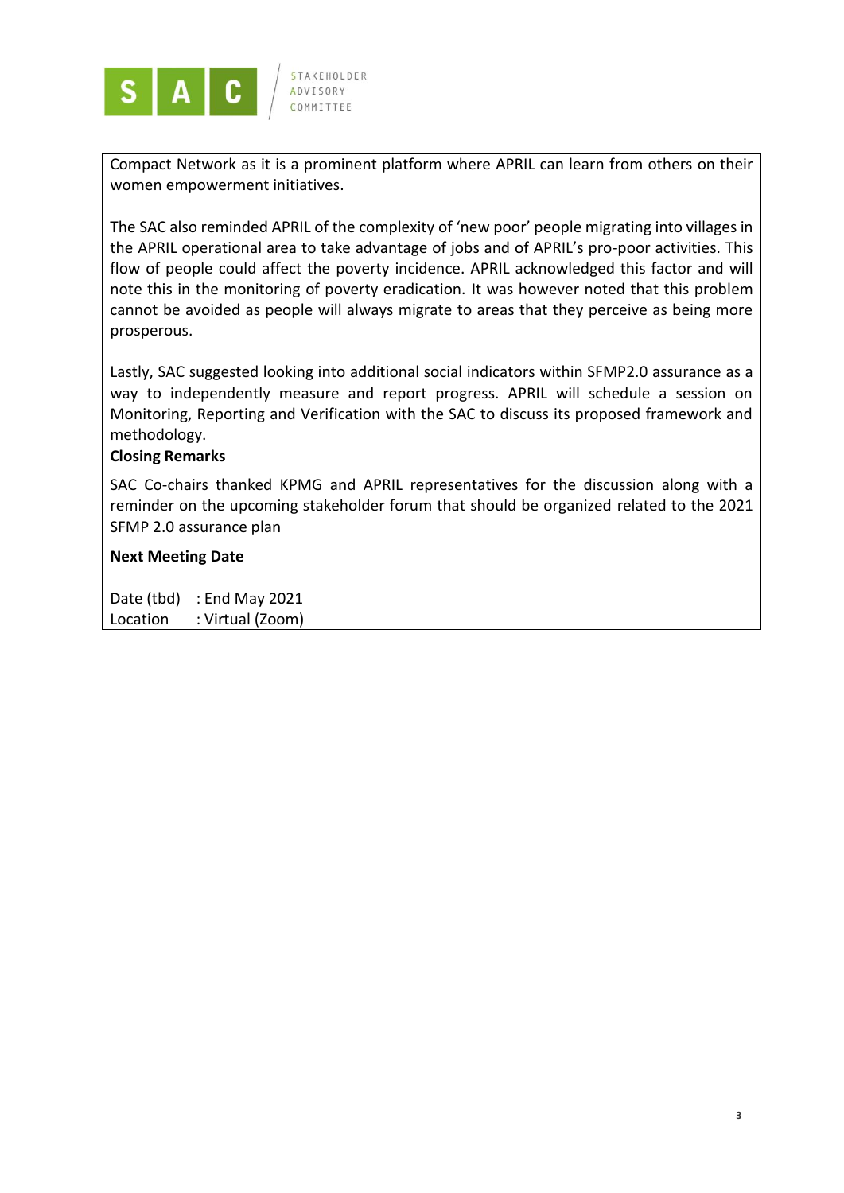Compact Network as it is a prominent platform where APRIL can learn from others on their women empowerment initiatives.

The SAC also reminded APRIL of the complexity of 'new poor' people migrating into villages in the APRIL operational area to take advantage of jobs and of APRIL's pro-poor activities. This flow of people could affect the poverty incidence. APRIL acknowledged this factor and will note this in the monitoring of poverty eradication. It was however noted that this problem cannot be avoided as people will always migrate to areas that they perceive as being more prosperous.

Lastly, SAC suggested looking into additional social indicators within SFMP2.0 assurance as a way to independently measure and report progress. APRIL will schedule a session on Monitoring, Reporting and Verification with the SAC to discuss its proposed framework and methodology.

**Closing Remarks**

SAC Co-chairs thanked KPMG and APRIL representatives for the discussion along with a reminder on the upcoming stakeholder forum that should be organized related to the 2021 SFMP 2.0 assurance plan

**Next Meeting Date**

Date (tbd) : End May 2021
Location : Virtual (Zoom)